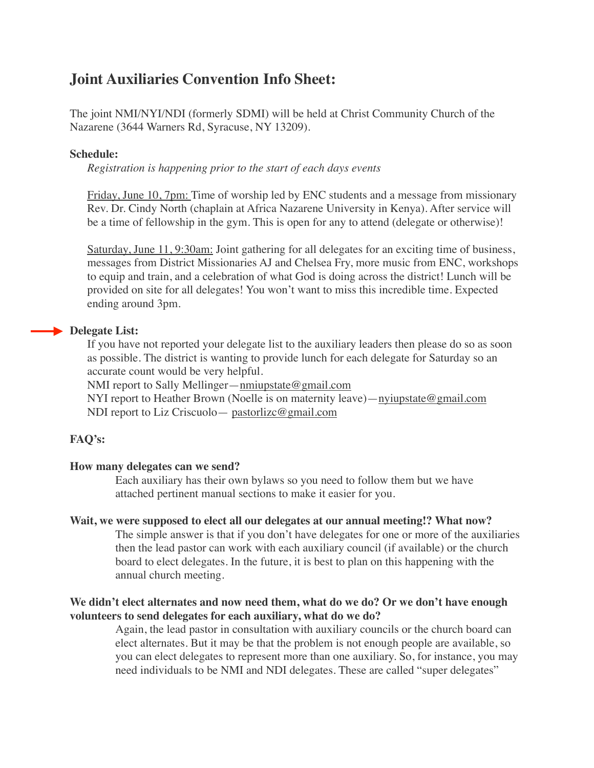# Joint Auxiliaries Convention Info Sheet:

The joint NMI/NYI/NDI (formerly SDMI) will be held at Christ Community Church of the Nazarene (3644 Warners Rd, Syracuse, NY 13209).

**Schedule:**

*Registration is happening prior to the start of each days events*

Friday, June 10, 7pm: Time of worship led by ENC students and a message from missionary Rev. Dr. Cindy North (chaplain at Africa Nazarene University in Kenya). After service will be a time of fellowship in the gym. This is open for any to attend (delegate or otherwise)!

Saturday, June 11, 9:30am: Joint gathering for all delegates for an exciting time of business, messages from District Missionaries AJ and Chelsea Fry, more music from ENC, workshops to equip and train, and a celebration of what God is doing across the district! Lunch will be provided on site for all delegates! You won't want to miss this incredible time. Expected ending around 3pm.

**Delegate List:**

If you have not reported your delegate list to the auxiliary leaders then please do so as soon as possible. The district is wanting to provide lunch for each delegate for Saturday so an accurate count would be very helpful.

NMI report to Sally Mellinger—nmiupstate@gmail.com

NYI report to Heather Brown (Noelle is on maternity leave)—nyiupstate@gmail.com

NDI report to Liz Criscuolo— pastorlizc@gmail.com

**FAQ's:**

**How many delegates can we send?**

Each auxiliary has their own bylaws so you need to follow them but we have attached pertinent manual sections to make it easier for you.

**Wait, we were supposed to elect all our delegates at our annual meeting!? What now?**

The simple answer is that if you don't have delegates for one or more of the auxiliaries then the lead pastor can work with each auxiliary council (if available) or the church board to elect delegates. In the future, it is best to plan on this happening with the annual church meeting.

**We didn't elect alternates and now need them, what do we do? Or we don't have enough volunteers to send delegates for each auxiliary, what do we do?**

Again, the lead pastor in consultation with auxiliary councils or the church board can elect alternates. But it may be that the problem is not enough people are available, so you can elect delegates to represent more than one auxiliary. So, for instance, you may need individuals to be NMI and NDI delegates. These are called "super delegates"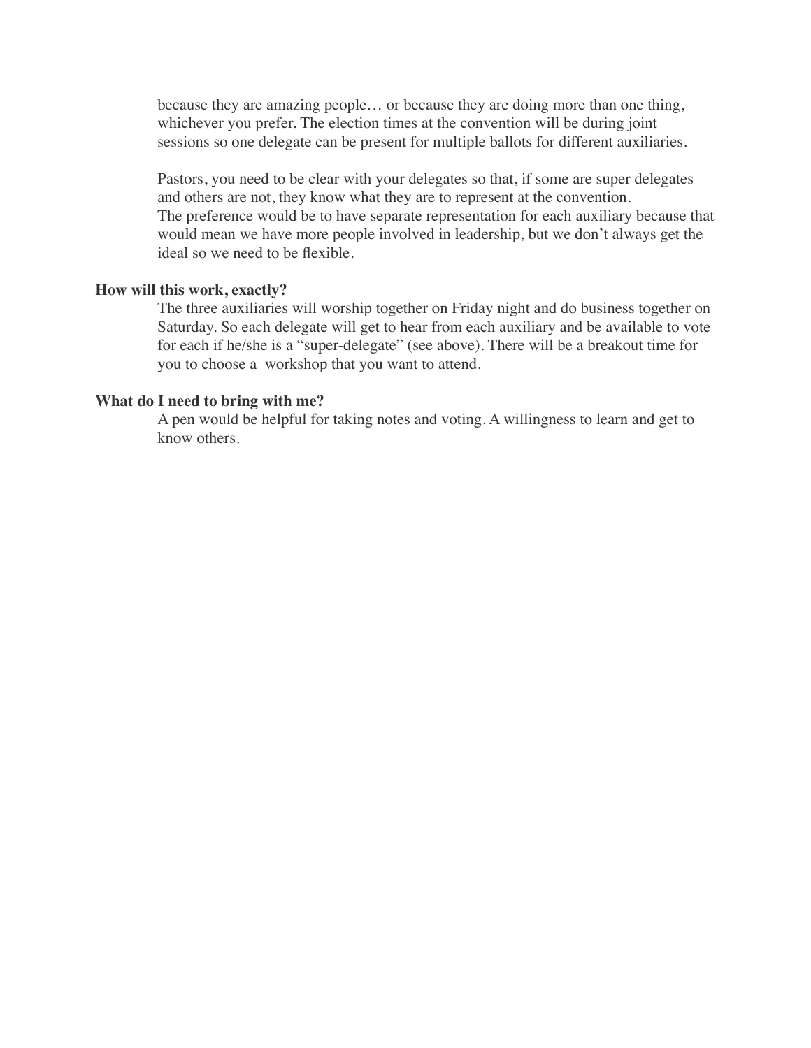because they are amazing people… or because they are doing more than one thing, whichever you prefer. The election times at the convention will be during joint sessions so one delegate can be present for multiple ballots for different auxiliaries.

Pastors, you need to be clear with your delegates so that, if some are super delegates and others are not, they know what they are to represent at the convention.
The preference would be to have separate representation for each auxiliary because that would mean we have more people involved in leadership, but we don't always get the ideal so we need to be flexible.

**How will this work, exactly?**

The three auxiliaries will worship together on Friday night and do business together on Saturday. So each delegate will get to hear from each auxiliary and be available to vote for each if he/she is a "super-delegate" (see above). There will be a breakout time for you to choose a workshop that you want to attend.

**What do I need to bring with me?**

A pen would be helpful for taking notes and voting. A willingness to learn and get to know others.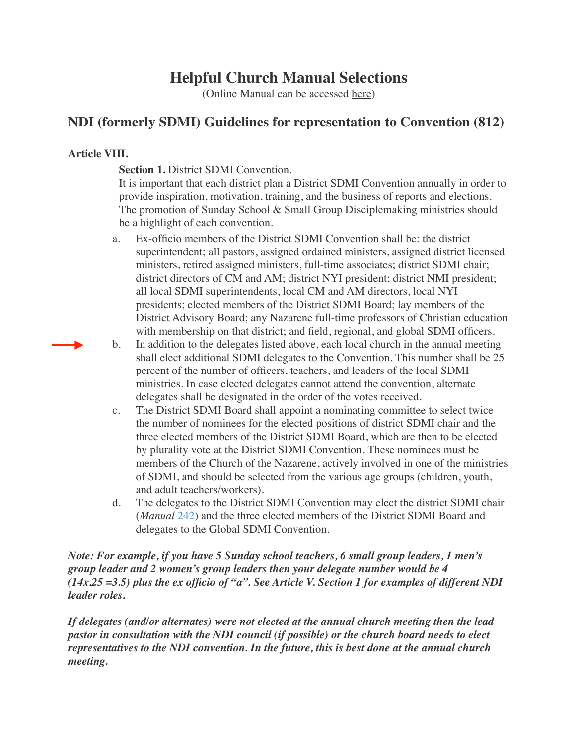# Helpful Church Manual Selections

(Online Manual can be accessed here)

## NDI (formerly SDMI) Guidelines for representation to Convention (812)

**Article VIII.**

**Section 1.** District SDMI Convention.

It is important that each district plan a District SDMI Convention annually in order to provide inspiration, motivation, training, and the business of reports and elections. The promotion of Sunday School & Small Group Disciplemaking ministries should be a highlight of each convention.

a. Ex-officio members of the District SDMI Convention shall be: the district superintendent; all pastors, assigned ordained ministers, assigned district licensed ministers, retired assigned ministers, full-time associates; district SDMI chair; district directors of CM and AM; district NYI president; district NMI president; all local SDMI superintendents, local CM and AM directors, local NYI presidents; elected members of the District SDMI Board; lay members of the District Advisory Board; any Nazarene full-time professors of Christian education with membership on that district; and field, regional, and global SDMI officers.

b. In addition to the delegates listed above, each local church in the annual meeting shall elect additional SDMI delegates to the Convention. This number shall be 25 percent of the number of officers, teachers, and leaders of the local SDMI ministries. In case elected delegates cannot attend the convention, alternate delegates shall be designated in the order of the votes received.

c. The District SDMI Board shall appoint a nominating committee to select twice the number of nominees for the elected positions of district SDMI chair and the three elected members of the District SDMI Board, which are then to be elected by plurality vote at the District SDMI Convention. These nominees must be members of the Church of the Nazarene, actively involved in one of the ministries of SDMI, and should be selected from the various age groups (children, youth, and adult teachers/workers).

d. The delegates to the District SDMI Convention may elect the district SDMI chair (*Manual* 242) and the three elected members of the District SDMI Board and delegates to the Global SDMI Convention.

***Note: For example, if you have 5 Sunday school teachers, 6 small group leaders, 1 men's group leader and 2 women's group leaders then your delegate number would be 4 (14x.25 =3.5) plus the ex officio of "a". See Article V. Section 1 for examples of different NDI leader roles.***

***If delegates (and/or alternates) were not elected at the annual church meeting then the lead pastor in consultation with the NDI council (if possible) or the church board needs to elect representatives to the NDI convention. In the future, this is best done at the annual church meeting.***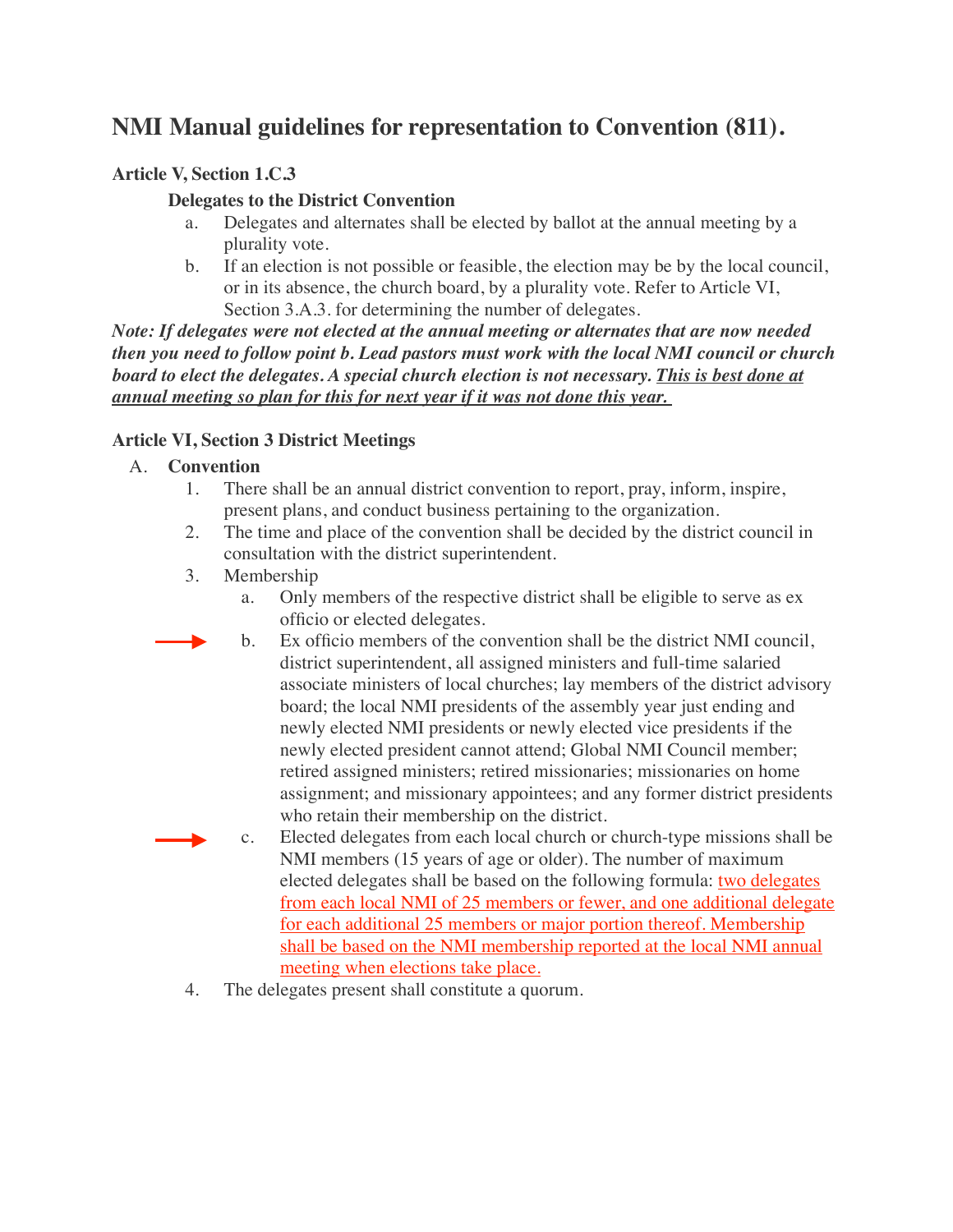# NMI Manual guidelines for representation to Convention (811).

**Article V, Section 1.C.3**

**Delegates to the District Convention**

a. Delegates and alternates shall be elected by ballot at the annual meeting by a plurality vote.

b. If an election is not possible or feasible, the election may be by the local council, or in its absence, the church board, by a plurality vote. Refer to Article VI, Section 3.A.3. for determining the number of delegates.

***Note: If delegates were not elected at the annual meeting or alternates that are now needed then you need to follow point b. Lead pastors must work with the local NMI council or church board to elect the delegates. A special church election is not necessary. <u>This is best done at annual meeting so plan for this for next year if it was not done this year.</u>***

**Article VI, Section 3 District Meetings**

A. **Convention**

1. There shall be an annual district convention to report, pray, inform, inspire, present plans, and conduct business pertaining to the organization.
2. The time and place of the convention shall be decided by the district council in consultation with the district superintendent.
3. Membership
   a. Only members of the respective district shall be eligible to serve as ex officio or elected delegates.

   b. Ex officio members of the convention shall be the district NMI council, district superintendent, all assigned ministers and full-time salaried associate ministers of local churches; lay members of the district advisory board; the local NMI presidents of the assembly year just ending and newly elected NMI presidents or newly elected vice presidents if the newly elected president cannot attend; Global NMI Council member; retired assigned ministers; retired missionaries; missionaries on home assignment; and missionary appointees; and any former district presidents who retain their membership on the district.

   c. Elected delegates from each local church or church-type missions shall be NMI members (15 years of age or older). The number of maximum elected delegates shall be based on the following formula: <u>two delegates from each local NMI of 25 members or fewer, and one additional delegate for each additional 25 members or major portion thereof. Membership shall be based on the NMI membership reported at the local NMI annual meeting when elections take place.</u>
4. The delegates present shall constitute a quorum.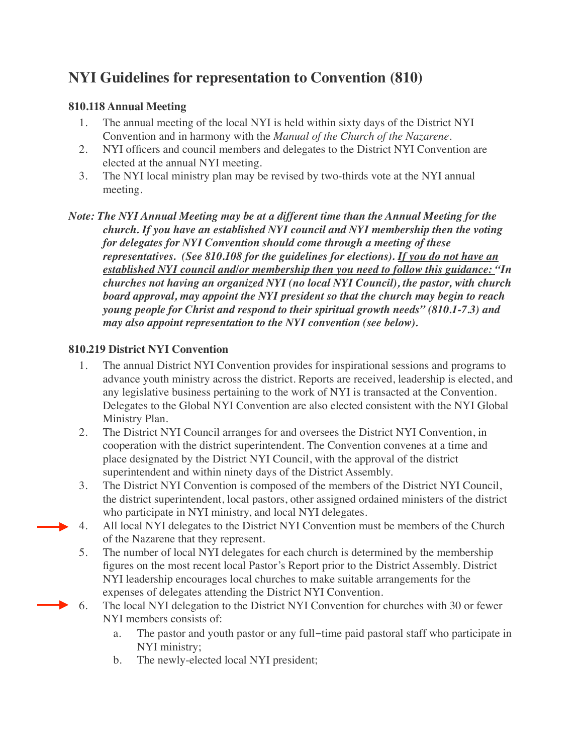# NYI Guidelines for representation to Convention (810)

### 810.118 Annual Meeting

1. The annual meeting of the local NYI is held within sixty days of the District NYI Convention and in harmony with the *Manual of the Church of the Nazarene*.
2. NYI officers and council members and delegates to the District NYI Convention are elected at the annual NYI meeting.
3. The NYI local ministry plan may be revised by two-thirds vote at the NYI annual meeting.

***Note: The NYI Annual Meeting may be at a different time than the Annual Meeting for the church. If you have an established NYI council and NYI membership then the voting for delegates for NYI Convention should come through a meeting of these representatives. (See 810.108 for the guidelines for elections). <u>If you do not have an established NYI council and/or membership then you need to follow this guidance:</u> "In churches not having an organized NYI (no local NYI Council), the pastor, with church board approval, may appoint the NYI president so that the church may begin to reach young people for Christ and respond to their spiritual growth needs" (810.1-7.3) and may also appoint representation to the NYI convention (see below).***

### 810.219 District NYI Convention

1. The annual District NYI Convention provides for inspirational sessions and programs to advance youth ministry across the district. Reports are received, leadership is elected, and any legislative business pertaining to the work of NYI is transacted at the Convention. Delegates to the Global NYI Convention are also elected consistent with the NYI Global Ministry Plan.
2. The District NYI Council arranges for and oversees the District NYI Convention, in cooperation with the district superintendent. The Convention convenes at a time and place designated by the District NYI Council, with the approval of the district superintendent and within ninety days of the District Assembly.
3. The District NYI Convention is composed of the members of the District NYI Council, the district superintendent, local pastors, other assigned ordained ministers of the district who participate in NYI ministry, and local NYI delegates.
4. All local NYI delegates to the District NYI Convention must be members of the Church of the Nazarene that they represent.
5. The number of local NYI delegates for each church is determined by the membership figures on the most recent local Pastor's Report prior to the District Assembly. District NYI leadership encourages local churches to make suitable arrangements for the expenses of delegates attending the District NYI Convention.
6. The local NYI delegation to the District NYI Convention for churches with 30 or fewer NYI members consists of:
   a. The pastor and youth pastor or any full−time paid pastoral staff who participate in NYI ministry;
   b. The newly-elected local NYI president;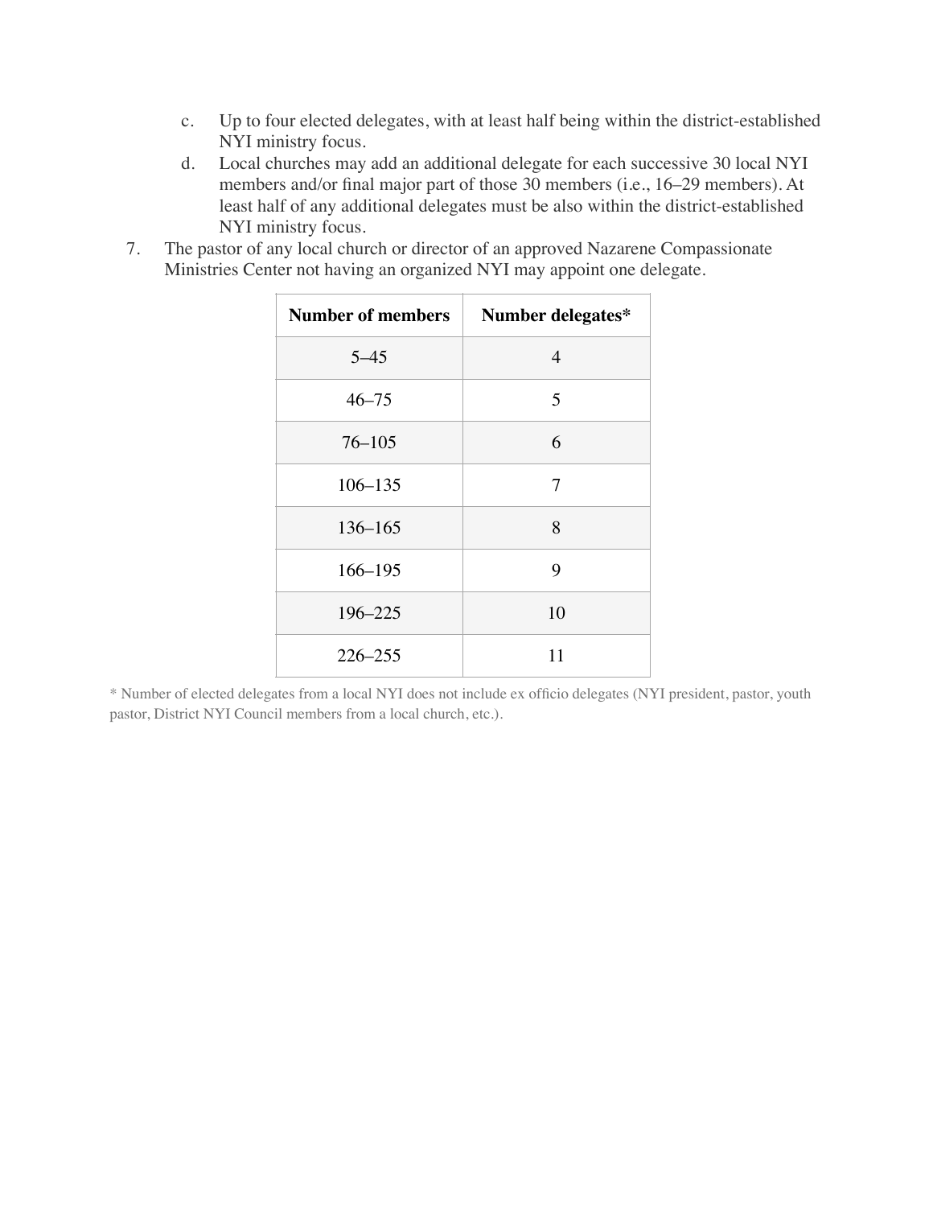c. Up to four elected delegates, with at least half being within the district-established NYI ministry focus.

d. Local churches may add an additional delegate for each successive 30 local NYI members and/or final major part of those 30 members (i.e., 16–29 members). At least half of any additional delegates must be also within the district-established NYI ministry focus.

7. The pastor of any local church or director of an approved Nazarene Compassionate Ministries Center not having an organized NYI may appoint one delegate.

| Number of members | Number delegates* |
| --- | --- |
| 5–45 | 4 |
| 46–75 | 5 |
| 76–105 | 6 |
| 106–135 | 7 |
| 136–165 | 8 |
| 166–195 | 9 |
| 196–225 | 10 |
| 226–255 | 11 |

* Number of elected delegates from a local NYI does not include ex officio delegates (NYI president, pastor, youth pastor, District NYI Council members from a local church, etc.).